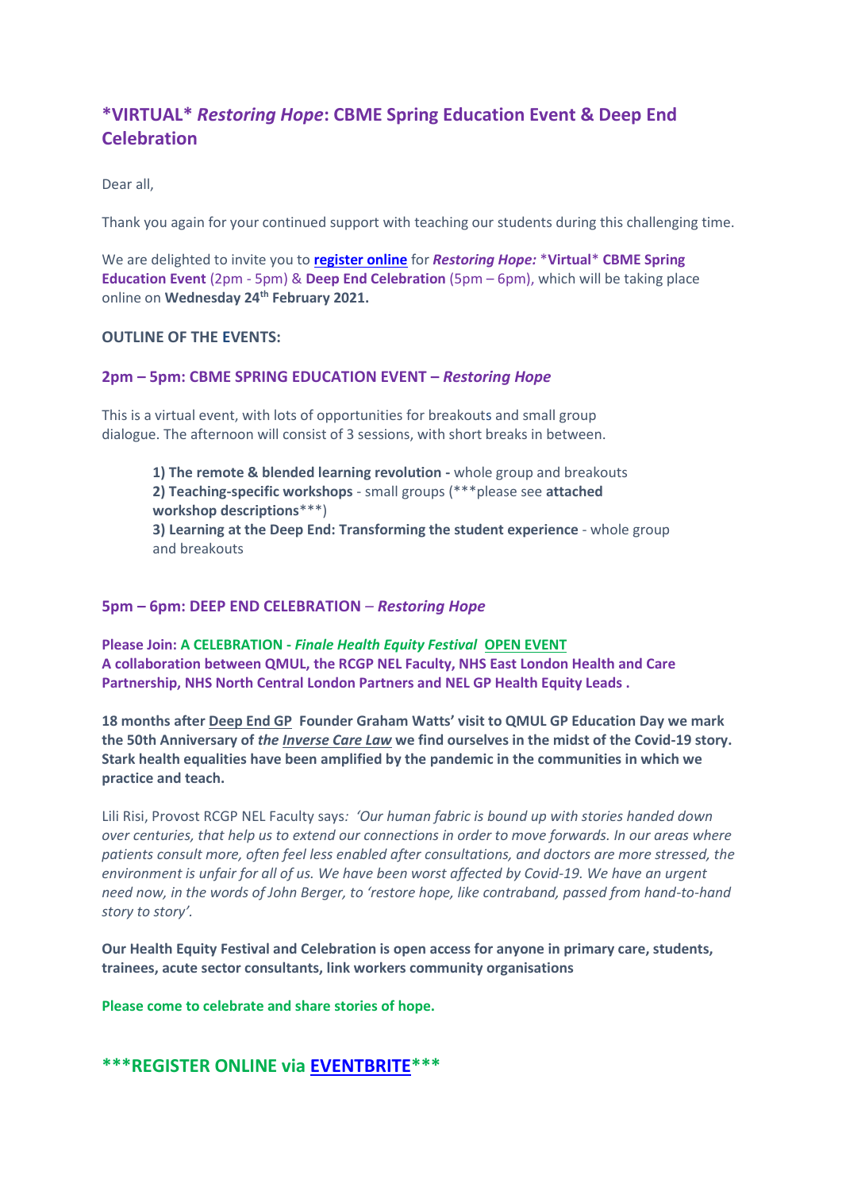# *VIRTUAL* *Restoring Hope*: CBME Spring Education Event & Deep End Celebration

Dear all,

Thank you again for your continued support with teaching our students during this challenging time.

We are delighted to invite you to **register online** for ***Restoring Hope:*** *Virtual* **CBME Spring Education Event** (2pm - 5pm) & **Deep End Celebration** (5pm – 6pm), which will be taking place online on **Wednesday 24th February 2021.**

**OUTLINE OF THE EVENTS:**

### 2pm – 5pm: CBME SPRING EDUCATION EVENT – *Restoring Hope*

This is a virtual event, with lots of opportunities for breakouts and small group dialogue. The afternoon will consist of 3 sessions, with short breaks in between.

> **1) The remote & blended learning revolution -** whole group and breakouts
> **2) Teaching-specific workshops** - small groups (***please see **attached workshop descriptions****)
> **3) Learning at the Deep End: Transforming the student experience** - whole group and breakouts

### 5pm – 6pm: DEEP END CELEBRATION – *Restoring Hope*

**Please Join: A CELEBRATION - *Finale Health Equity Festival* OPEN EVENT**
**A collaboration between QMUL, the RCGP NEL Faculty, NHS East London Health and Care Partnership, NHS North Central London Partners and NEL GP Health Equity Leads .**

**18 months after Deep End GP Founder Graham Watts' visit to QMUL GP Education Day we mark the 50th Anniversary of *the Inverse Care Law* we find ourselves in the midst of the Covid-19 story. Stark health equalities have been amplified by the pandemic in the communities in which we practice and teach.**

Lili Risi, Provost RCGP NEL Faculty says*: 'Our human fabric is bound up with stories handed down over centuries, that help us to extend our connections in order to move forwards. In our areas where patients consult more, often feel less enabled after consultations, and doctors are more stressed, the environment is unfair for all of us. We have been worst affected by Covid-19. We have an urgent need now, in the words of John Berger, to 'restore hope, like contraband, passed from hand-to-hand story to story'.*

**Our Health Equity Festival and Celebration is open access for anyone in primary care, students, trainees, acute sector consultants, link workers community organisations**

**Please come to celebrate and share stories of hope.**

## ***REGISTER ONLINE via EVENTBRITE***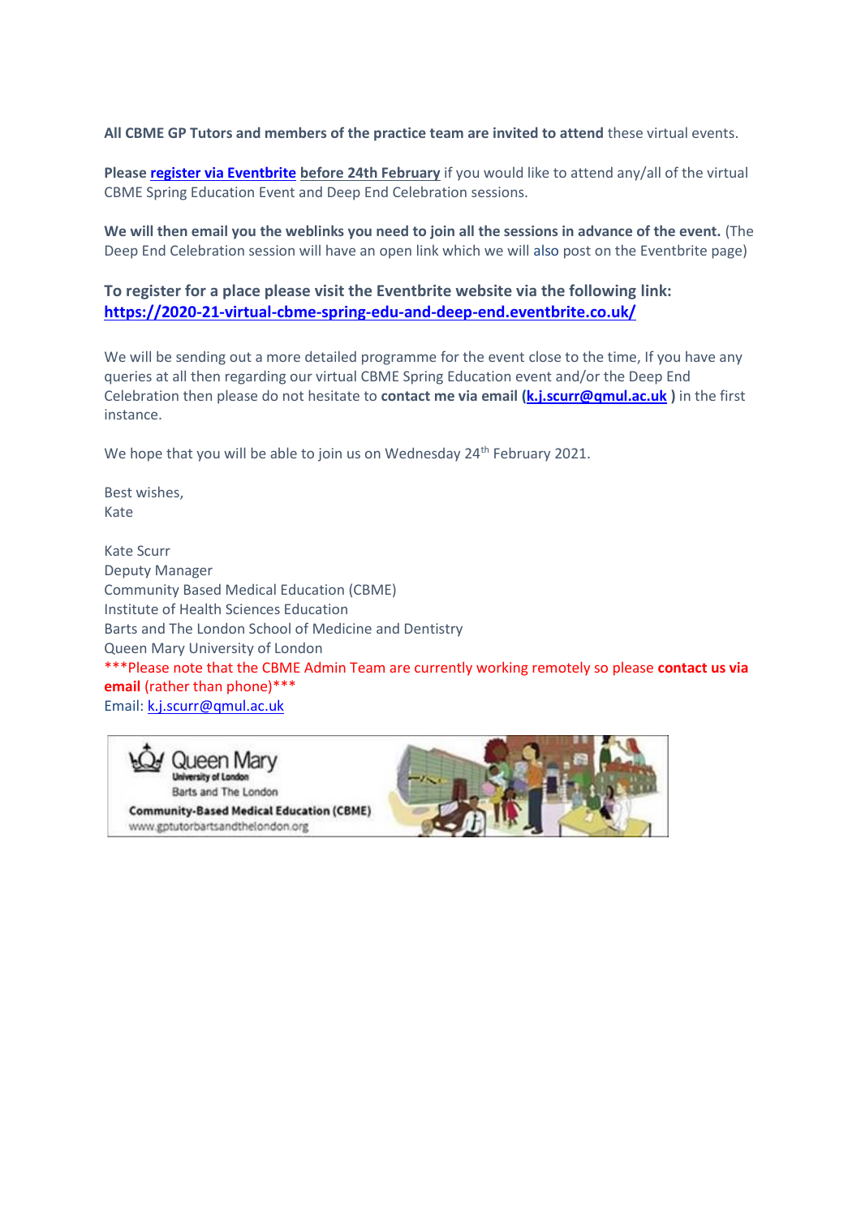**All CBME GP Tutors and members of the practice team are invited to attend** these virtual events.

**Please register via Eventbrite before 24th February** if you would like to attend any/all of the virtual CBME Spring Education Event and Deep End Celebration sessions.

**We will then email you the weblinks you need to join all the sessions in advance of the event.** (The Deep End Celebration session will have an open link which we will also post on the Eventbrite page)

**To register for a place please visit the Eventbrite website via the following link: https://2020-21-virtual-cbme-spring-edu-and-deep-end.eventbrite.co.uk/**

We will be sending out a more detailed programme for the event close to the time, If you have any queries at all then regarding our virtual CBME Spring Education event and/or the Deep End Celebration then please do not hesitate to **contact me via email (k.j.scurr@qmul.ac.uk )** in the first instance.

We hope that you will be able to join us on Wednesday 24th February 2021.

Best wishes,
Kate

Kate Scurr
Deputy Manager
Community Based Medical Education (CBME)
Institute of Health Sciences Education
Barts and The London School of Medicine and Dentistry
Queen Mary University of London
***Please note that the CBME Admin Team are currently working remotely so please **contact us via email** (rather than phone)***
Email: k.j.scurr@qmul.ac.uk

Queen Mary University of London
Barts and The London
Community-Based Medical Education (CBME)
www.gptutorbartsandthelondon.org